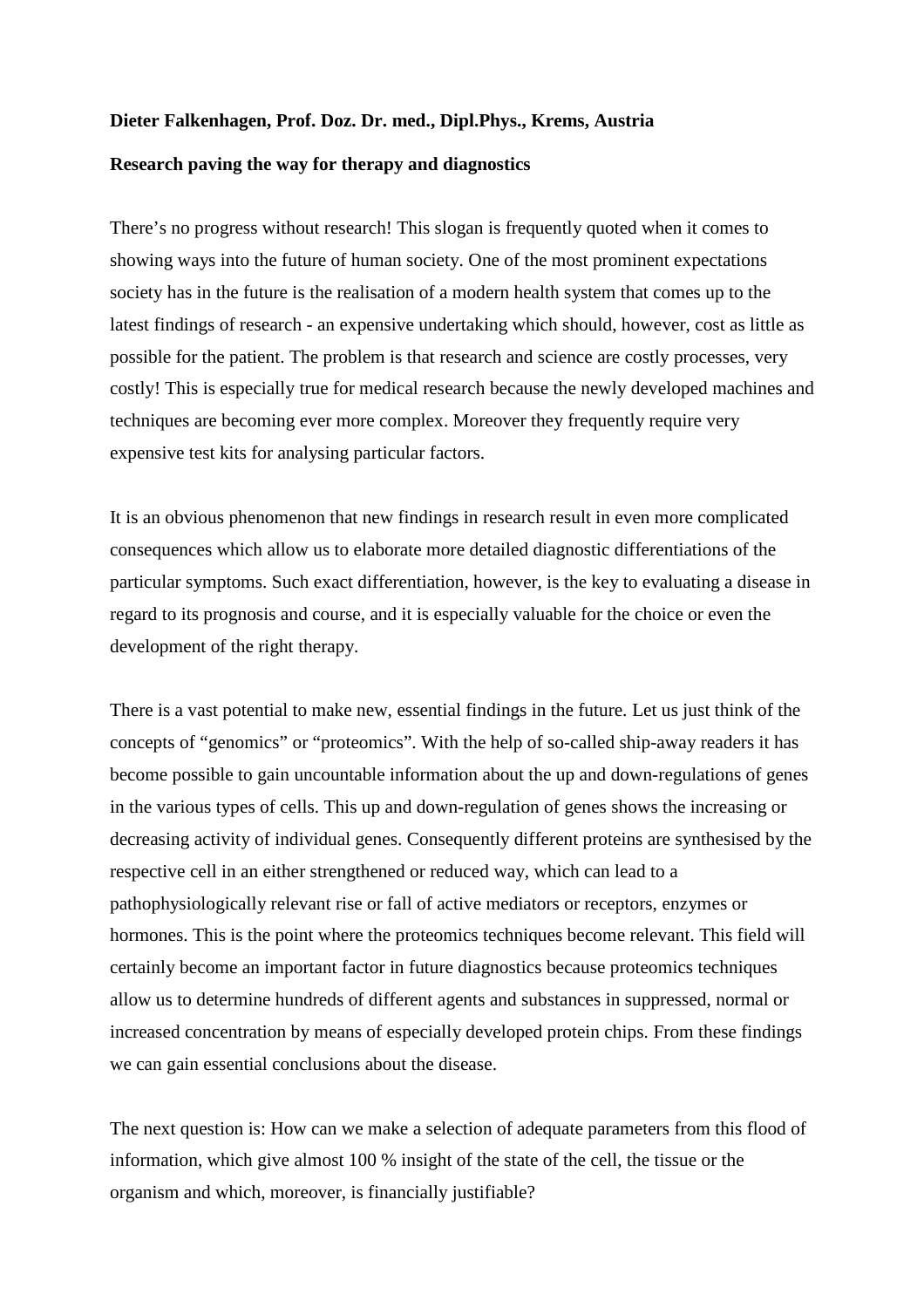**Dieter Falkenhagen, Prof. Doz. Dr. med., Dipl.Phys., Krems, Austria**

**Research paving the way for therapy and diagnostics**

There's no progress without research! This slogan is frequently quoted when it comes to showing ways into the future of human society. One of the most prominent expectations society has in the future is the realisation of a modern health system that comes up to the latest findings of research - an expensive undertaking which should, however, cost as little as possible for the patient. The problem is that research and science are costly processes, very costly! This is especially true for medical research because the newly developed machines and techniques are becoming ever more complex. Moreover they frequently require very expensive test kits for analysing particular factors.

It is an obvious phenomenon that new findings in research result in even more complicated consequences which allow us to elaborate more detailed diagnostic differentiations of the particular symptoms. Such exact differentiation, however, is the key to evaluating a disease in regard to its prognosis and course, and it is especially valuable for the choice or even the development of the right therapy.

There is a vast potential to make new, essential findings in the future. Let us just think of the concepts of "genomics" or "proteomics". With the help of so-called ship-away readers it has become possible to gain uncountable information about the up and down-regulations of genes in the various types of cells. This up and down-regulation of genes shows the increasing or decreasing activity of individual genes. Consequently different proteins are synthesised by the respective cell in an either strengthened or reduced way, which can lead to a pathophysiologically relevant rise or fall of active mediators or receptors, enzymes or hormones. This is the point where the proteomics techniques become relevant. This field will certainly become an important factor in future diagnostics because proteomics techniques allow us to determine hundreds of different agents and substances in suppressed, normal or increased concentration by means of especially developed protein chips. From these findings we can gain essential conclusions about the disease.

The next question is: How can we make a selection of adequate parameters from this flood of information, which give almost 100 % insight of the state of the cell, the tissue or the organism and which, moreover, is financially justifiable?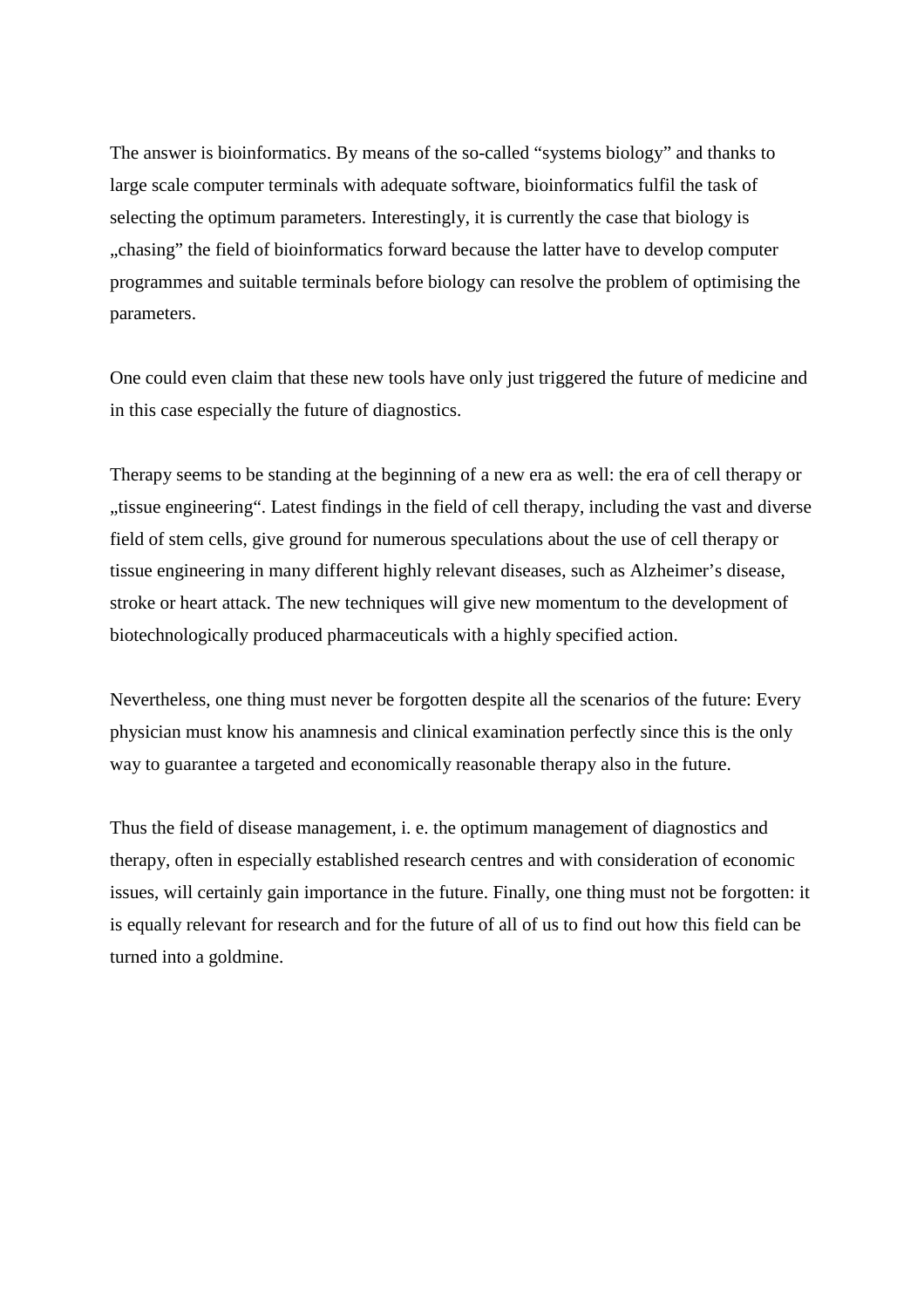The answer is bioinformatics. By means of the so-called “systems biology” and thanks to large scale computer terminals with adequate software, bioinformatics fulfil the task of selecting the optimum parameters. Interestingly, it is currently the case that biology is „chasing” the field of bioinformatics forward because the latter have to develop computer programmes and suitable terminals before biology can resolve the problem of optimising the parameters.

One could even claim that these new tools have only just triggered the future of medicine and in this case especially the future of diagnostics.

Therapy seems to be standing at the beginning of a new era as well: the era of cell therapy or „tissue engineering“. Latest findings in the field of cell therapy, including the vast and diverse field of stem cells, give ground for numerous speculations about the use of cell therapy or tissue engineering in many different highly relevant diseases, such as Alzheimer’s disease, stroke or heart attack. The new techniques will give new momentum to the development of biotechnologically produced pharmaceuticals with a highly specified action.

Nevertheless, one thing must never be forgotten despite all the scenarios of the future: Every physician must know his anamnesis and clinical examination perfectly since this is the only way to guarantee a targeted and economically reasonable therapy also in the future.

Thus the field of disease management, i. e. the optimum management of diagnostics and therapy, often in especially established research centres and with consideration of economic issues, will certainly gain importance in the future. Finally, one thing must not be forgotten: it is equally relevant for research and for the future of all of us to find out how this field can be turned into a goldmine.